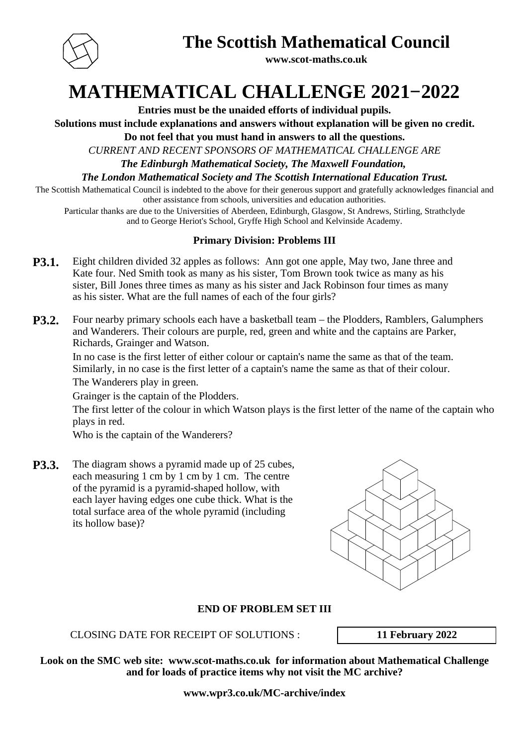# The Scottish Mathematical Council

**www.scot-maths.co.uk**

# MATHEMATICAL CHALLENGE 2021−2022

**Entries must be the unaided efforts of individual pupils.**

**Solutions must include explanations and answers without explanation will be given no credit.**

**Do not feel that you must hand in answers to all the questions.**

*CURRENT AND RECENT SPONSORS OF MATHEMATICAL CHALLENGE ARE*

***The Edinburgh Mathematical Society, The Maxwell Foundation,***

***The London Mathematical Society and The Scottish International Education Trust.***

The Scottish Mathematical Council is indebted to the above for their generous support and gratefully acknowledges financial and other assistance from schools, universities and education authorities.

Particular thanks are due to the Universities of Aberdeen, Edinburgh, Glasgow, St Andrews, Stirling, Strathclyde and to George Heriot's School, Gryffe High School and Kelvinside Academy.

## Primary Division: Problems III

**P3.1.** Eight children divided 32 apples as follows: Ann got one apple, May two, Jane three and Kate four. Ned Smith took as many as his sister, Tom Brown took twice as many as his sister, Bill Jones three times as many as his sister and Jack Robinson four times as many as his sister. What are the full names of each of the four girls?

**P3.2.** Four nearby primary schools each have a basketball team – the Plodders, Ramblers, Galumphers and Wanderers. Their colours are purple, red, green and white and the captains are Parker, Richards, Grainger and Watson.

In no case is the first letter of either colour or captain's name the same as that of the team. Similarly, in no case is the first letter of a captain's name the same as that of their colour.

The Wanderers play in green.

Grainger is the captain of the Plodders.

The first letter of the colour in which Watson plays is the first letter of the name of the captain who plays in red.

Who is the captain of the Wanderers?

**P3.3.** The diagram shows a pyramid made up of 25 cubes, each measuring 1 cm by 1 cm by 1 cm. The centre of the pyramid is a pyramid-shaped hollow, with each layer having edges one cube thick. What is the total surface area of the whole pyramid (including its hollow base)?

**END OF PROBLEM SET III**

CLOSING DATE FOR RECEIPT OF SOLUTIONS : **11 February 2022**

**Look on the SMC web site: www.scot-maths.co.uk for information about Mathematical Challenge and for loads of practice items why not visit the MC archive?**

**www.wpr3.co.uk/MC-archive/index**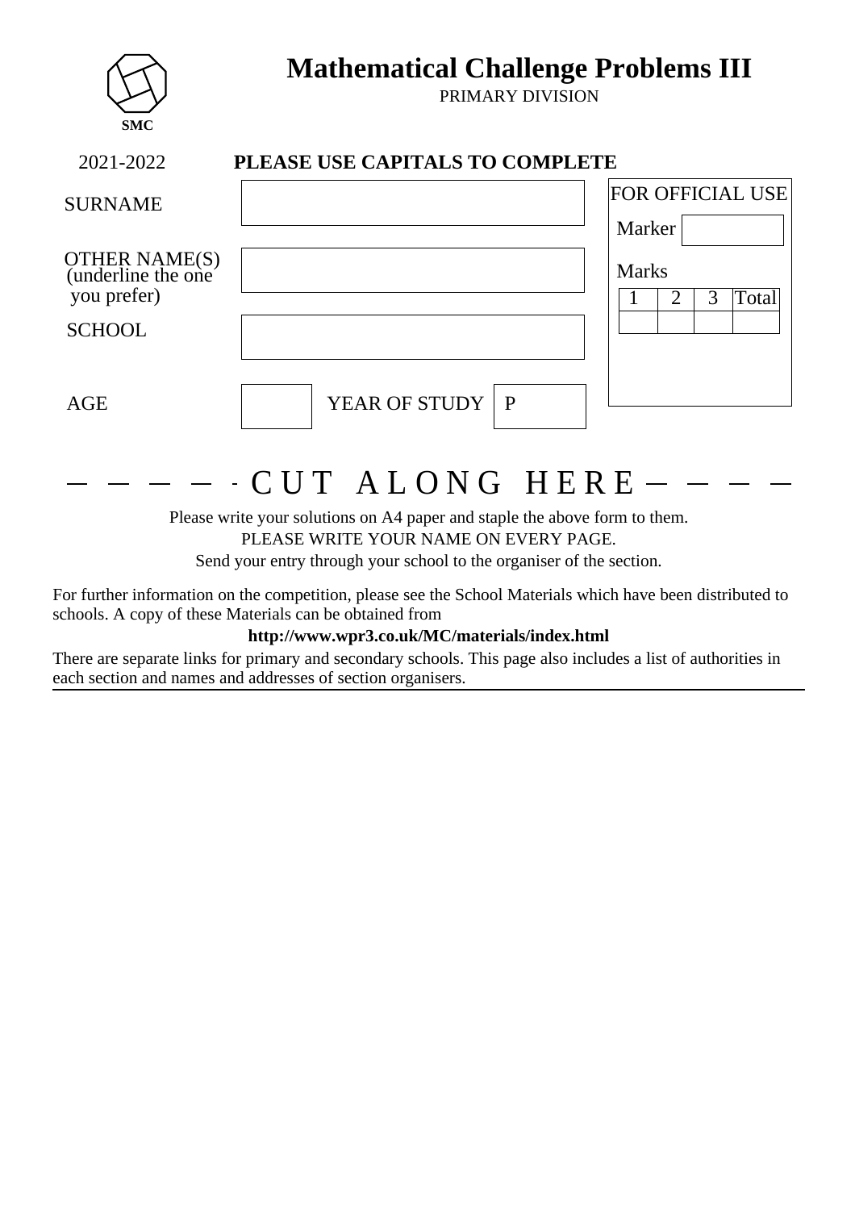SMC

# Mathematical Challenge Problems III

PRIMARY DIVISION

2021-2022 **PLEASE USE CAPITALS TO COMPLETE**

| | |
|---|---|
| SURNAME | |
| OTHER NAME(S) (underline the one you prefer) | |
| SCHOOL | |
| AGE | YEAR OF STUDY P |

FOR OFFICIAL USE

Marker

Marks

| 1 | 2 | 3 | Total |
|---|---|---|---|
| | | | |

— — — — CUT ALONG HERE — — — —

Please write your solutions on A4 paper and staple the above form to them.

PLEASE WRITE YOUR NAME ON EVERY PAGE.

Send your entry through your school to the organiser of the section.

For further information on the competition, please see the School Materials which have been distributed to schools. A copy of these Materials can be obtained from

**http://www.wpr3.co.uk/MC/materials/index.html**

There are separate links for primary and secondary schools. This page also includes a list of authorities in each section and names and addresses of section organisers.